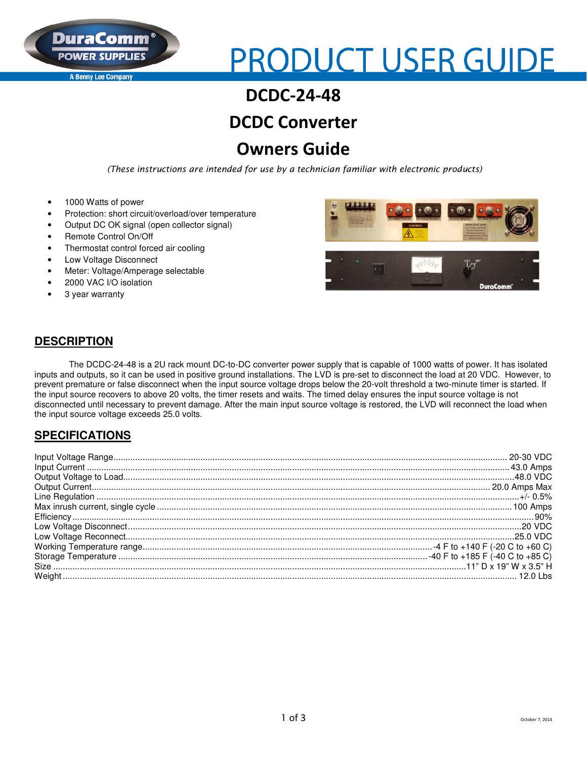# PRODUCT USER GUIDE

## DCDC-24-48

## DCDC Converter

## Owners Guide

*(These instructions are intended for use by a technician familiar with electronic products)*

- 1000 Watts of power
- Protection: short circuit/overload/over temperature
- Output DC OK signal (open collector signal)
- Remote Control On/Off
- Thermostat control forced air cooling
- Low Voltage Disconnect
- Meter: Voltage/Amperage selectable
- 2000 VAC I/O isolation
- 3 year warranty

## DESCRIPTION

The DCDC-24-48 is a 2U rack mount DC-to-DC converter power supply that is capable of 1000 watts of power. It has isolated inputs and outputs, so it can be used in positive ground installations. The LVD is pre-set to disconnect the load at 20 VDC. However, to prevent premature or false disconnect when the input source voltage drops below the 20-volt threshold a two-minute timer is started. If the input source recovers to above 20 volts, the timer resets and waits. The timed delay ensures the input source voltage is not disconnected until necessary to prevent damage. After the main input source voltage is restored, the LVD will reconnect the load when the input source voltage exceeds 25.0 volts.

## SPECIFICATIONS

| Specification | Value |
|---|---|
| Input Voltage Range | 20-30 VDC |
| Input Current | 43.0 Amps |
| Output Voltage to Load | 48.0 VDC |
| Output Current | 20.0 Amps Max |
| Line Regulation | +/- 0.5% |
| Max inrush current, single cycle | 100 Amps |
| Efficiency | 90% |
| Low Voltage Disconnect | 20 VDC |
| Low Voltage Reconnect | 25.0 VDC |
| Working Temperature range | -4 F to +140 F (-20 C to +60 C) |
| Storage Temperature | -40 F to +185 F (-40 C to +85 C) |
| Size | 11" D x 19" W x 3.5" H |
| Weight | 12.0 Lbs |

October 7, 2014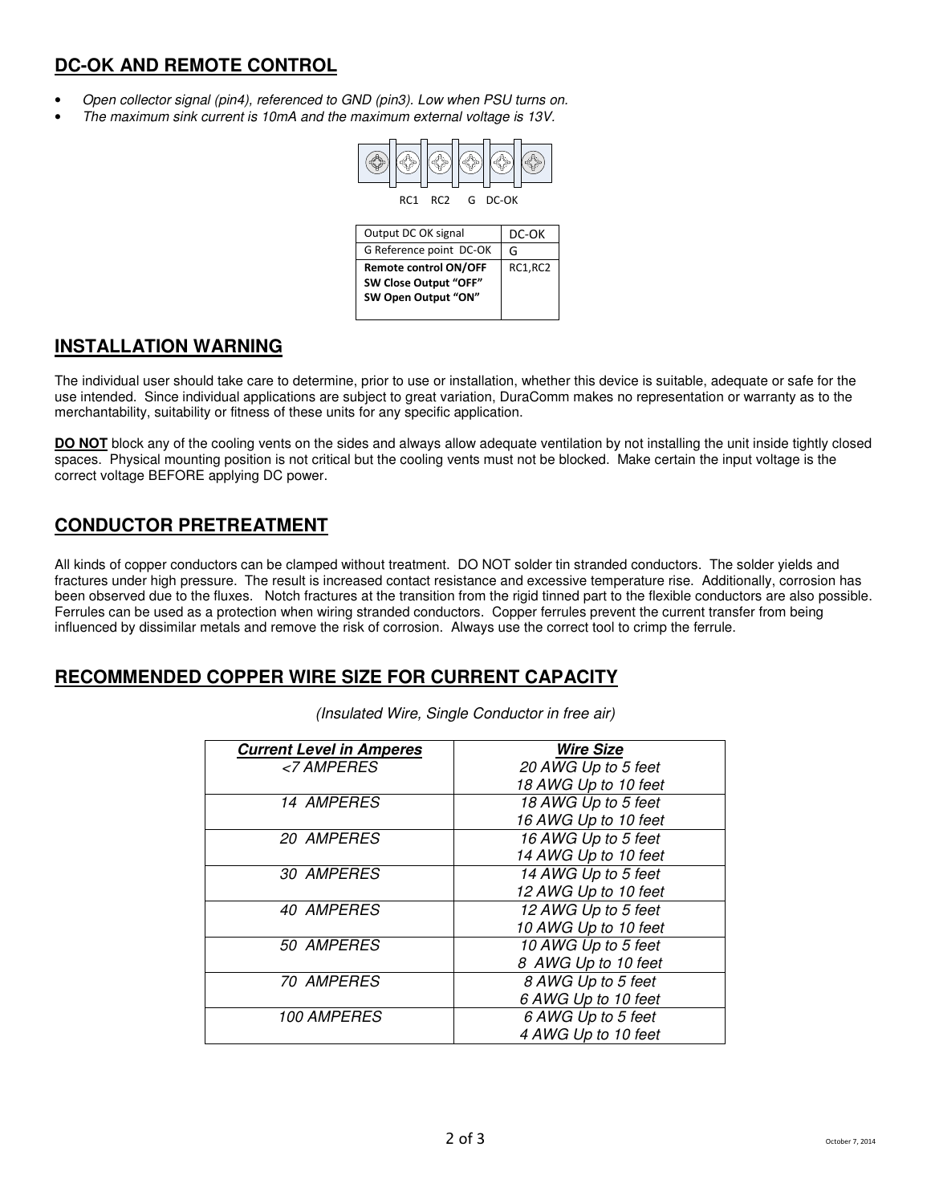## DC-OK AND REMOTE CONTROL

- *Open collector signal (pin4), referenced to GND (pin3). Low when PSU turns on.*
- *The maximum sink current is 10mA and the maximum external voltage is 13V.*

RC1 RC2 G DC-OK

| Output DC OK signal | DC-OK |
|---|---|
| G Reference point DC-OK | G |
| **Remote control ON/OFF SW Close Output "OFF" SW Open Output "ON"** | RC1,RC2 |

## INSTALLATION WARNING

The individual user should take care to determine, prior to use or installation, whether this device is suitable, adequate or safe for the use intended. Since individual applications are subject to great variation, DuraComm makes no representation or warranty as to the merchantability, suitability or fitness of these units for any specific application.

**DO NOT** block any of the cooling vents on the sides and always allow adequate ventilation by not installing the unit inside tightly closed spaces. Physical mounting position is not critical but the cooling vents must not be blocked. Make certain the input voltage is the correct voltage BEFORE applying DC power.

## CONDUCTOR PRETREATMENT

All kinds of copper conductors can be clamped without treatment. DO NOT solder tin stranded conductors. The solder yields and fractures under high pressure. The result is increased contact resistance and excessive temperature rise. Additionally, corrosion has been observed due to the fluxes. Notch fractures at the transition from the rigid tinned part to the flexible conductors are also possible. Ferrules can be used as a protection when wiring stranded conductors. Copper ferrules prevent the current transfer from being influenced by dissimilar metals and remove the risk of corrosion. Always use the correct tool to crimp the ferrule.

## RECOMMENDED COPPER WIRE SIZE FOR CURRENT CAPACITY

*(Insulated Wire, Single Conductor in free air)*

| ***Current Level in Amperes*** | ***Wire Size*** |
|---|---|
| *<7 AMPERES* | *20 AWG Up to 5 feet*<br>*18 AWG Up to 10 feet* |
| *14 AMPERES* | *18 AWG Up to 5 feet*<br>*16 AWG Up to 10 feet* |
| *20 AMPERES* | *16 AWG Up to 5 feet*<br>*14 AWG Up to 10 feet* |
| *30 AMPERES* | *14 AWG Up to 5 feet*<br>*12 AWG Up to 10 feet* |
| *40 AMPERES* | *12 AWG Up to 5 feet*<br>*10 AWG Up to 10 feet* |
| *50 AMPERES* | *10 AWG Up to 5 feet*<br>*8 AWG Up to 10 feet* |
| *70 AMPERES* | *8 AWG Up to 5 feet*<br>*6 AWG Up to 10 feet* |
| *100 AMPERES* | *6 AWG Up to 5 feet*<br>*4 AWG Up to 10 feet* |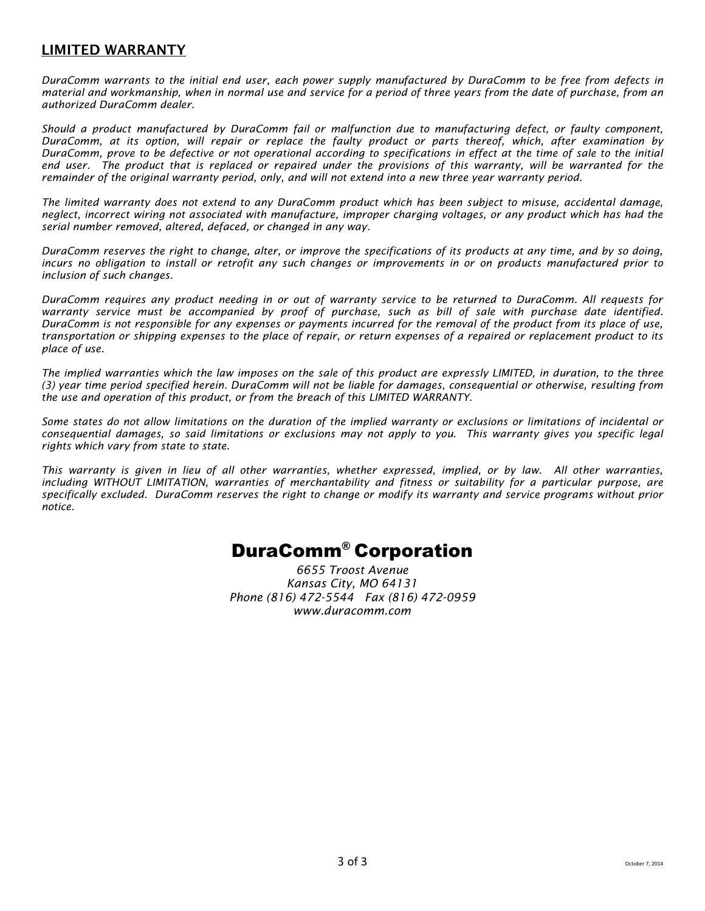## LIMITED WARRANTY

*DuraComm warrants to the initial end user, each power supply manufactured by DuraComm to be free from defects in material and workmanship, when in normal use and service for a period of three years from the date of purchase, from an authorized DuraComm dealer.*

*Should a product manufactured by DuraComm fail or malfunction due to manufacturing defect, or faulty component, DuraComm, at its option, will repair or replace the faulty product or parts thereof, which, after examination by DuraComm, prove to be defective or not operational according to specifications in effect at the time of sale to the initial end user. The product that is replaced or repaired under the provisions of this warranty, will be warranted for the remainder of the original warranty period, only, and will not extend into a new three year warranty period.*

*The limited warranty does not extend to any DuraComm product which has been subject to misuse, accidental damage, neglect, incorrect wiring not associated with manufacture, improper charging voltages, or any product which has had the serial number removed, altered, defaced, or changed in any way.*

*DuraComm reserves the right to change, alter, or improve the specifications of its products at any time, and by so doing, incurs no obligation to install or retrofit any such changes or improvements in or on products manufactured prior to inclusion of such changes.*

*DuraComm requires any product needing in or out of warranty service to be returned to DuraComm. All requests for warranty service must be accompanied by proof of purchase, such as bill of sale with purchase date identified. DuraComm is not responsible for any expenses or payments incurred for the removal of the product from its place of use, transportation or shipping expenses to the place of repair, or return expenses of a repaired or replacement product to its place of use.*

*The implied warranties which the law imposes on the sale of this product are expressly LIMITED, in duration, to the three (3) year time period specified herein. DuraComm will not be liable for damages, consequential or otherwise, resulting from the use and operation of this product, or from the breach of this LIMITED WARRANTY.*

*Some states do not allow limitations on the duration of the implied warranty or exclusions or limitations of incidental or consequential damages, so said limitations or exclusions may not apply to you. This warranty gives you specific legal rights which vary from state to state.*

*This warranty is given in lieu of all other warranties, whether expressed, implied, or by law. All other warranties, including WITHOUT LIMITATION, warranties of merchantability and fitness or suitability for a particular purpose, are specifically excluded. DuraComm reserves the right to change or modify its warranty and service programs without prior notice.*

# DuraComm® Corporation

*6655 Troost Avenue*
*Kansas City, MO 64131*
*Phone (816) 472-5544 Fax (816) 472-0959*
*www.duracomm.com*

October 7, 2014